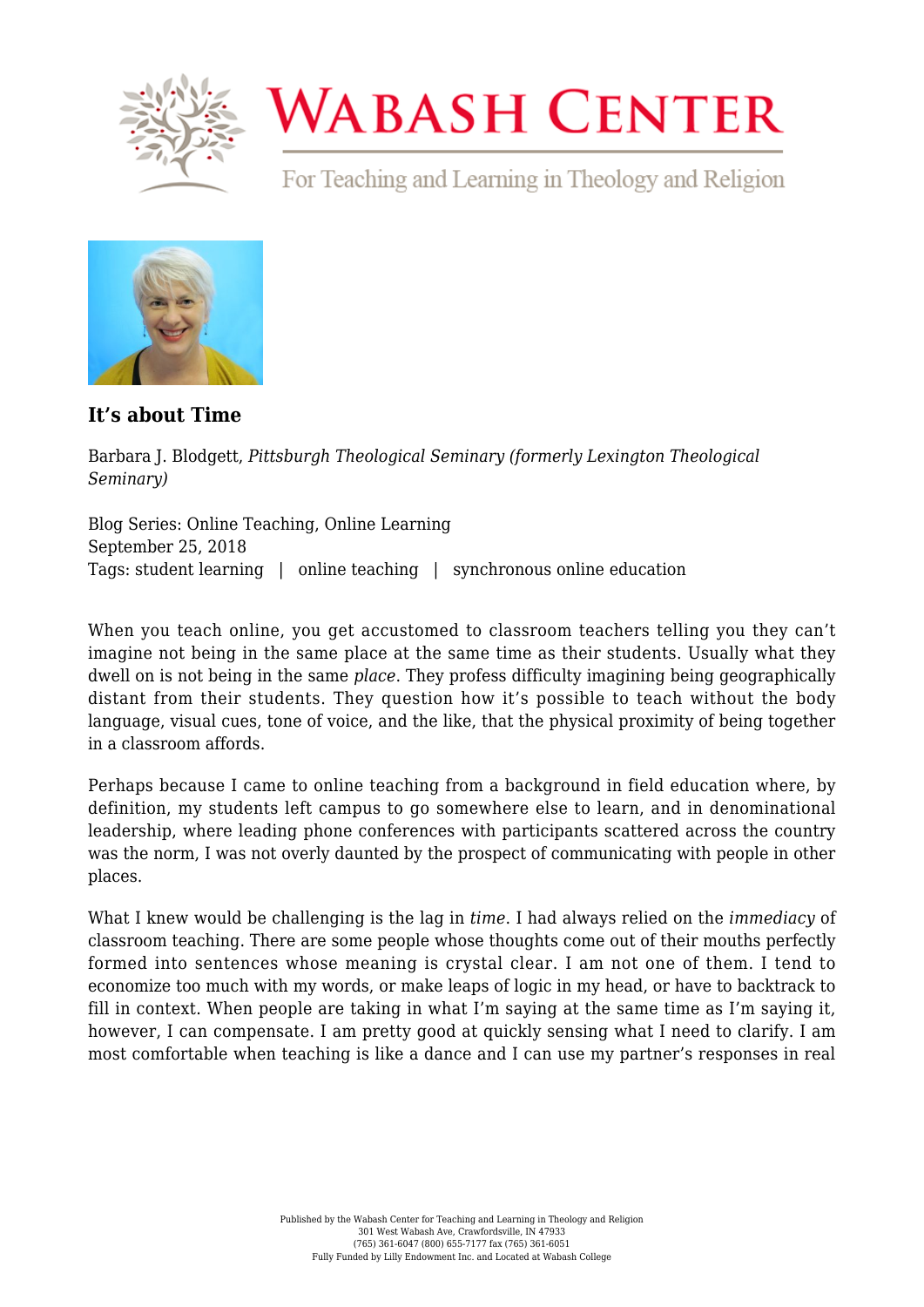# It's about Time

Barbara J. Blodgett, *Pittsburgh Theological Seminary (formerly Lexington Theological Seminary)*

Blog Series: Online Teaching, Online Learning
September 25, 2018
Tags: student learning | online teaching | synchronous online education

When you teach online, you get accustomed to classroom teachers telling you they can't imagine not being in the same place at the same time as their students. Usually what they dwell on is not being in the same *place*. They profess difficulty imagining being geographically distant from their students. They question how it's possible to teach without the body language, visual cues, tone of voice, and the like, that the physical proximity of being together in a classroom affords.

Perhaps because I came to online teaching from a background in field education where, by definition, my students left campus to go somewhere else to learn, and in denominational leadership, where leading phone conferences with participants scattered across the country was the norm, I was not overly daunted by the prospect of communicating with people in other places.

What I knew would be challenging is the lag in *time*. I had always relied on the *immediacy* of classroom teaching. There are some people whose thoughts come out of their mouths perfectly formed into sentences whose meaning is crystal clear. I am not one of them. I tend to economize too much with my words, or make leaps of logic in my head, or have to backtrack to fill in context. When people are taking in what I'm saying at the same time as I'm saying it, however, I can compensate. I am pretty good at quickly sensing what I need to clarify. I am most comfortable when teaching is like a dance and I can use my partner's responses in real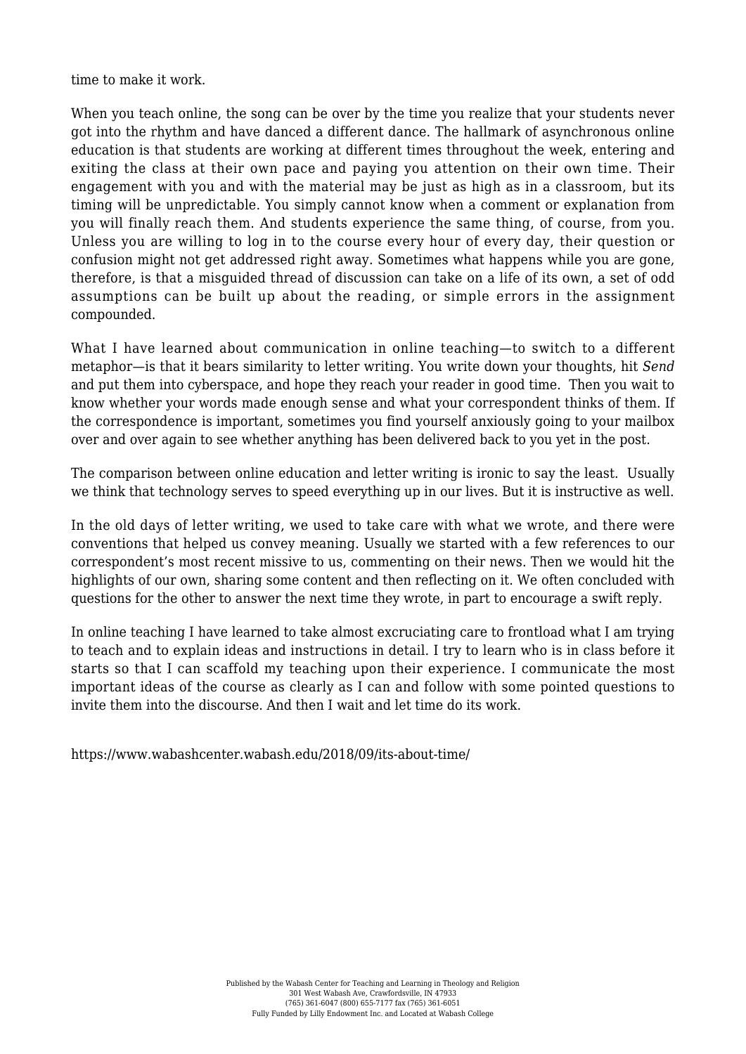time to make it work.

When you teach online, the song can be over by the time you realize that your students never got into the rhythm and have danced a different dance. The hallmark of asynchronous online education is that students are working at different times throughout the week, entering and exiting the class at their own pace and paying you attention on their own time. Their engagement with you and with the material may be just as high as in a classroom, but its timing will be unpredictable. You simply cannot know when a comment or explanation from you will finally reach them. And students experience the same thing, of course, from you. Unless you are willing to log in to the course every hour of every day, their question or confusion might not get addressed right away. Sometimes what happens while you are gone, therefore, is that a misguided thread of discussion can take on a life of its own, a set of odd assumptions can be built up about the reading, or simple errors in the assignment compounded.

What I have learned about communication in online teaching—to switch to a different metaphor—is that it bears similarity to letter writing. You write down your thoughts, hit *Send* and put them into cyberspace, and hope they reach your reader in good time. Then you wait to know whether your words made enough sense and what your correspondent thinks of them. If the correspondence is important, sometimes you find yourself anxiously going to your mailbox over and over again to see whether anything has been delivered back to you yet in the post.

The comparison between online education and letter writing is ironic to say the least. Usually we think that technology serves to speed everything up in our lives. But it is instructive as well.

In the old days of letter writing, we used to take care with what we wrote, and there were conventions that helped us convey meaning. Usually we started with a few references to our correspondent's most recent missive to us, commenting on their news. Then we would hit the highlights of our own, sharing some content and then reflecting on it. We often concluded with questions for the other to answer the next time they wrote, in part to encourage a swift reply.

In online teaching I have learned to take almost excruciating care to frontload what I am trying to teach and to explain ideas and instructions in detail. I try to learn who is in class before it starts so that I can scaffold my teaching upon their experience. I communicate the most important ideas of the course as clearly as I can and follow with some pointed questions to invite them into the discourse. And then I wait and let time do its work.

https://www.wabashcenter.wabash.edu/2018/09/its-about-time/